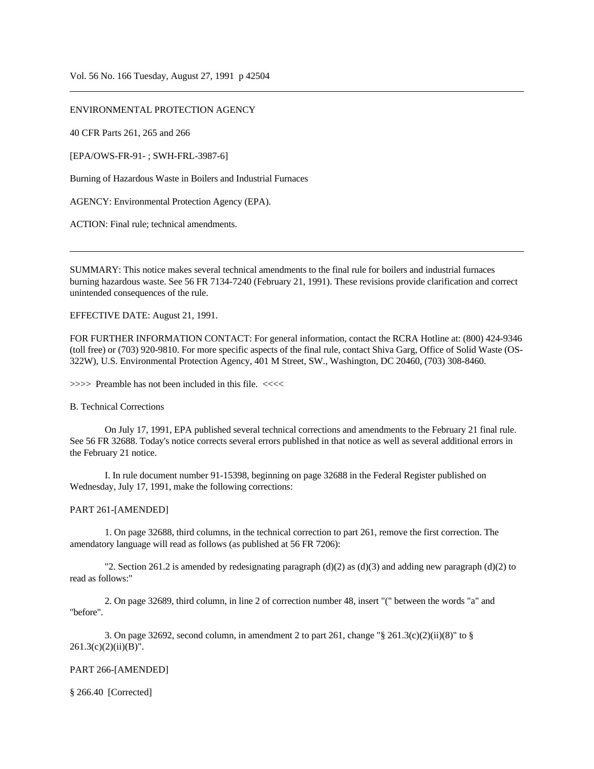Vol. 56 No. 166 Tuesday, August 27, 1991 p 42504

---

ENVIRONMENTAL PROTECTION AGENCY

40 CFR Parts 261, 265 and 266

[EPA/OWS-FR-91- ; SWH-FRL-3987-6]

Burning of Hazardous Waste in Boilers and Industrial Furnaces

AGENCY: Environmental Protection Agency (EPA).

ACTION: Final rule; technical amendments.

---

SUMMARY: This notice makes several technical amendments to the final rule for boilers and industrial furnaces burning hazardous waste. See 56 FR 7134-7240 (February 21, 1991). These revisions provide clarification and correct unintended consequences of the rule.

EFFECTIVE DATE: August 21, 1991.

FOR FURTHER INFORMATION CONTACT: For general information, contact the RCRA Hotline at: (800) 424-9346 (toll free) or (703) 920-9810. For more specific aspects of the final rule, contact Shiva Garg, Office of Solid Waste (OS-322W), U.S. Environmental Protection Agency, 401 M Street, SW., Washington, DC 20460, (703) 308-8460.

>>>> Preamble has not been included in this file. <<<<

B. Technical Corrections

On July 17, 1991, EPA published several technical corrections and amendments to the February 21 final rule. See 56 FR 32688. Today's notice corrects several errors published in that notice as well as several additional errors in the February 21 notice.

I. In rule document number 91-15398, beginning on page 32688 in the Federal Register published on Wednesday, July 17, 1991, make the following corrections:

PART 261-[AMENDED]

1. On page 32688, third columns, in the technical correction to part 261, remove the first correction. The amendatory language will read as follows (as published at 56 FR 7206):

"2. Section 261.2 is amended by redesignating paragraph (d)(2) as (d)(3) and adding new paragraph (d)(2) to read as follows:"

2. On page 32689, third column, in line 2 of correction number 48, insert "(" between the words "a" and "before".

3. On page 32692, second column, in amendment 2 to part 261, change "§ 261.3(c)(2)(ii)(8)" to § 261.3(c)(2)(ii)(B)".

PART 266-[AMENDED]

§ 266.40 [Corrected]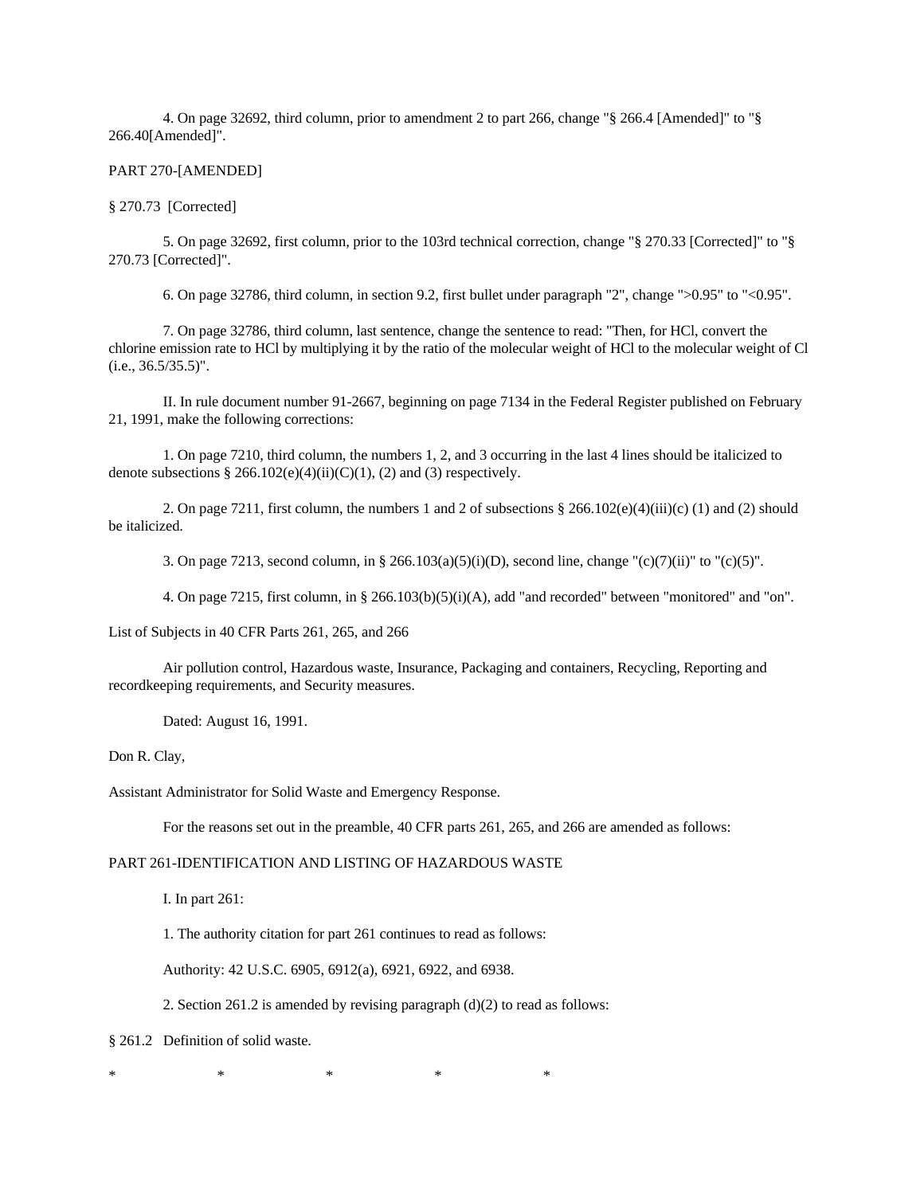4. On page 32692, third column, prior to amendment 2 to part 266, change "§ 266.4 [Amended]" to "§ 266.40[Amended]".

PART 270-[AMENDED]

§ 270.73 [Corrected]

5. On page 32692, first column, prior to the 103rd technical correction, change "§ 270.33 [Corrected]" to "§ 270.73 [Corrected]".

6. On page 32786, third column, in section 9.2, first bullet under paragraph "2", change ">0.95" to "<0.95".

7. On page 32786, third column, last sentence, change the sentence to read: "Then, for HCl, convert the chlorine emission rate to HCl by multiplying it by the ratio of the molecular weight of HCl to the molecular weight of Cl (i.e., 36.5/35.5)".

II. In rule document number 91-2667, beginning on page 7134 in the Federal Register published on February 21, 1991, make the following corrections:

1. On page 7210, third column, the numbers 1, 2, and 3 occurring in the last 4 lines should be italicized to denote subsections § 266.102(e)(4)(ii)(C)(1), (2) and (3) respectively.

2. On page 7211, first column, the numbers 1 and 2 of subsections § 266.102(e)(4)(iii)(c) (1) and (2) should be italicized.

3. On page 7213, second column, in § 266.103(a)(5)(i)(D), second line, change "(c)(7)(ii)" to "(c)(5)".

4. On page 7215, first column, in § 266.103(b)(5)(i)(A), add "and recorded" between "monitored" and "on".

List of Subjects in 40 CFR Parts 261, 265, and 266

Air pollution control, Hazardous waste, Insurance, Packaging and containers, Recycling, Reporting and recordkeeping requirements, and Security measures.

Dated: August 16, 1991.

Don R. Clay,

Assistant Administrator for Solid Waste and Emergency Response.

For the reasons set out in the preamble, 40 CFR parts 261, 265, and 266 are amended as follows:

PART 261-IDENTIFICATION AND LISTING OF HAZARDOUS WASTE

I. In part 261:

1. The authority citation for part 261 continues to read as follows:

Authority: 42 U.S.C. 6905, 6912(a), 6921, 6922, and 6938.

2. Section 261.2 is amended by revising paragraph (d)(2) to read as follows:

§ 261.2 Definition of solid waste.

\* \* \* \* \*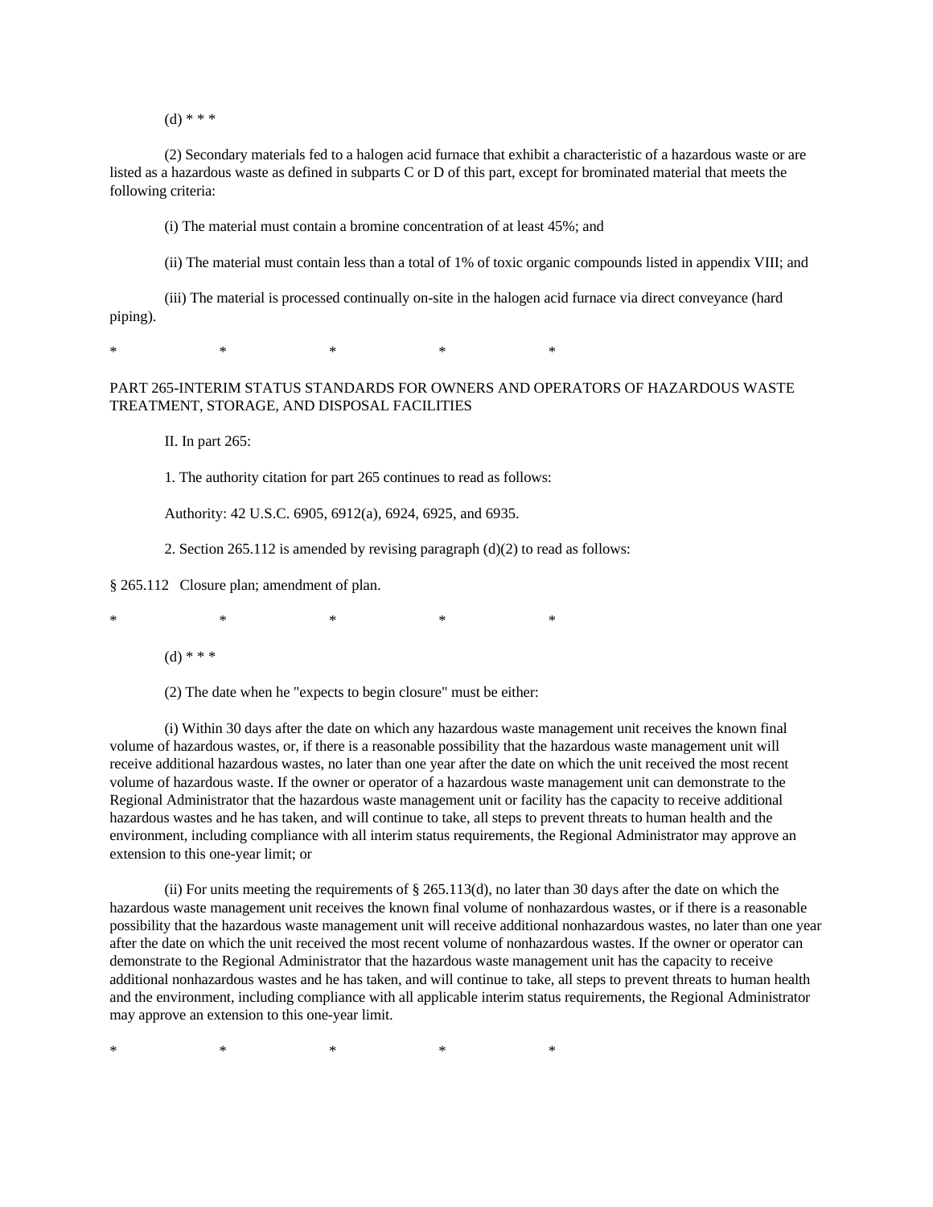(d) * * *

(2) Secondary materials fed to a halogen acid furnace that exhibit a characteristic of a hazardous waste or are listed as a hazardous waste as defined in subparts C or D of this part, except for brominated material that meets the following criteria:

(i) The material must contain a bromine concentration of at least 45%; and

(ii) The material must contain less than a total of 1% of toxic organic compounds listed in appendix VIII; and

(iii) The material is processed continually on-site in the halogen acid furnace via direct conveyance (hard piping).

\*                    \*                    \*                    \*                    \*

PART 265-INTERIM STATUS STANDARDS FOR OWNERS AND OPERATORS OF HAZARDOUS WASTE TREATMENT, STORAGE, AND DISPOSAL FACILITIES

II. In part 265:

1. The authority citation for part 265 continues to read as follows:

Authority: 42 U.S.C. 6905, 6912(a), 6924, 6925, and 6935.

2. Section 265.112 is amended by revising paragraph (d)(2) to read as follows:

§ 265.112   Closure plan; amendment of plan.

\*                    \*                    \*                    \*                    \*

(d) * * *

(2) The date when he "expects to begin closure" must be either:

(i) Within 30 days after the date on which any hazardous waste management unit receives the known final volume of hazardous wastes, or, if there is a reasonable possibility that the hazardous waste management unit will receive additional hazardous wastes, no later than one year after the date on which the unit received the most recent volume of hazardous waste. If the owner or operator of a hazardous waste management unit can demonstrate to the Regional Administrator that the hazardous waste management unit or facility has the capacity to receive additional hazardous wastes and he has taken, and will continue to take, all steps to prevent threats to human health and the environment, including compliance with all interim status requirements, the Regional Administrator may approve an extension to this one-year limit; or

(ii) For units meeting the requirements of § 265.113(d), no later than 30 days after the date on which the hazardous waste management unit receives the known final volume of nonhazardous wastes, or if there is a reasonable possibility that the hazardous waste management unit will receive additional nonhazardous wastes, no later than one year after the date on which the unit received the most recent volume of nonhazardous wastes. If the owner or operator can demonstrate to the Regional Administrator that the hazardous waste management unit has the capacity to receive additional nonhazardous wastes and he has taken, and will continue to take, all steps to prevent threats to human health and the environment, including compliance with all applicable interim status requirements, the Regional Administrator may approve an extension to this one-year limit.

\*                    \*                    \*                    \*                    \*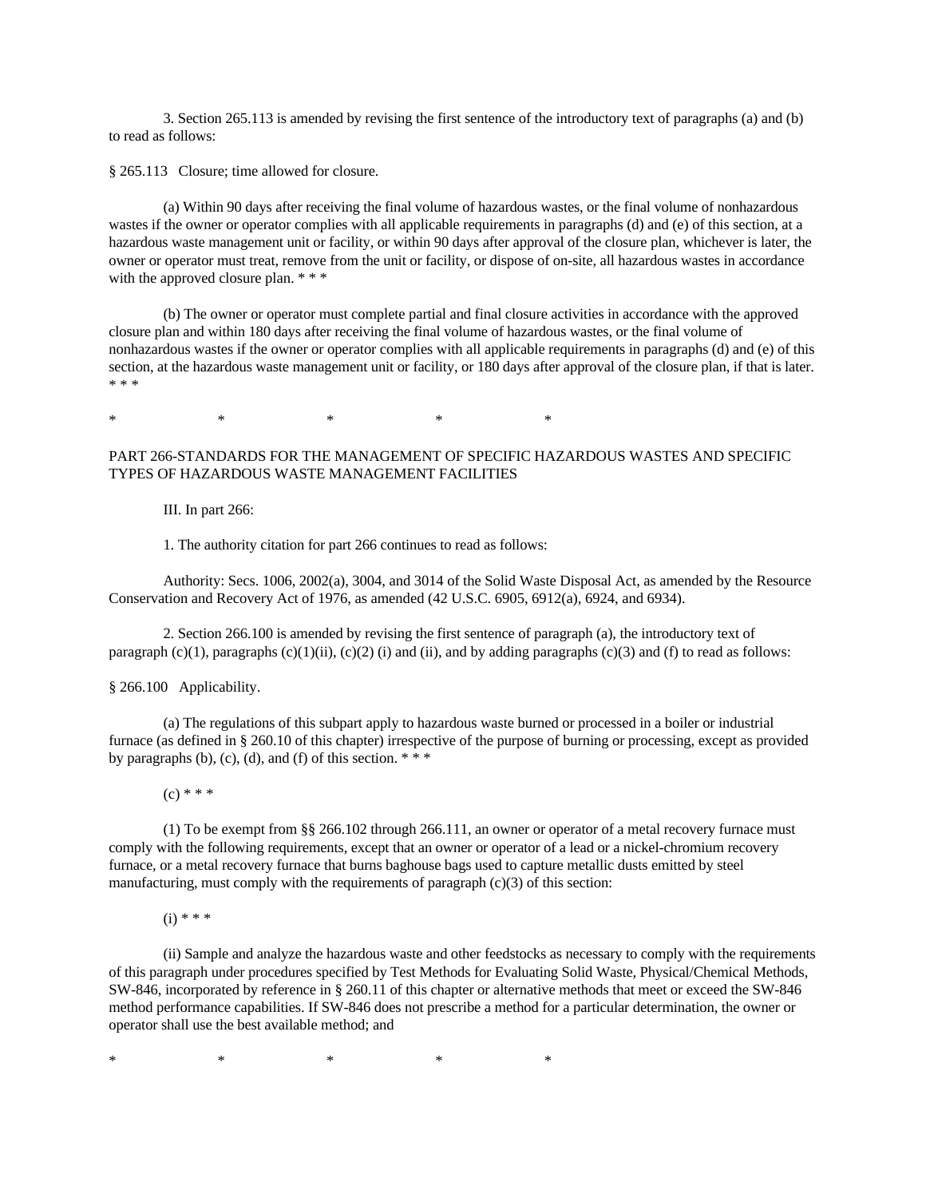3. Section 265.113 is amended by revising the first sentence of the introductory text of paragraphs (a) and (b) to read as follows:

§ 265.113 Closure; time allowed for closure.

(a) Within 90 days after receiving the final volume of hazardous wastes, or the final volume of nonhazardous wastes if the owner or operator complies with all applicable requirements in paragraphs (d) and (e) of this section, at a hazardous waste management unit or facility, or within 90 days after approval of the closure plan, whichever is later, the owner or operator must treat, remove from the unit or facility, or dispose of on-site, all hazardous wastes in accordance with the approved closure plan. * * *

(b) The owner or operator must complete partial and final closure activities in accordance with the approved closure plan and within 180 days after receiving the final volume of hazardous wastes, or the final volume of nonhazardous wastes if the owner or operator complies with all applicable requirements in paragraphs (d) and (e) of this section, at the hazardous waste management unit or facility, or 180 days after approval of the closure plan, if that is later. * * *

\* \* \* \* \*

PART 266-STANDARDS FOR THE MANAGEMENT OF SPECIFIC HAZARDOUS WASTES AND SPECIFIC TYPES OF HAZARDOUS WASTE MANAGEMENT FACILITIES

III. In part 266:

1. The authority citation for part 266 continues to read as follows:

Authority: Secs. 1006, 2002(a), 3004, and 3014 of the Solid Waste Disposal Act, as amended by the Resource Conservation and Recovery Act of 1976, as amended (42 U.S.C. 6905, 6912(a), 6924, and 6934).

2. Section 266.100 is amended by revising the first sentence of paragraph (a), the introductory text of paragraph (c)(1), paragraphs (c)(1)(ii), (c)(2) (i) and (ii), and by adding paragraphs (c)(3) and (f) to read as follows:

§ 266.100 Applicability.

(a) The regulations of this subpart apply to hazardous waste burned or processed in a boiler or industrial furnace (as defined in § 260.10 of this chapter) irrespective of the purpose of burning or processing, except as provided by paragraphs (b), (c), (d), and (f) of this section. * * *

(c) * * *

(1) To be exempt from §§ 266.102 through 266.111, an owner or operator of a metal recovery furnace must comply with the following requirements, except that an owner or operator of a lead or a nickel-chromium recovery furnace, or a metal recovery furnace that burns baghouse bags used to capture metallic dusts emitted by steel manufacturing, must comply with the requirements of paragraph (c)(3) of this section:

(i) * * *

(ii) Sample and analyze the hazardous waste and other feedstocks as necessary to comply with the requirements of this paragraph under procedures specified by Test Methods for Evaluating Solid Waste, Physical/Chemical Methods, SW-846, incorporated by reference in § 260.11 of this chapter or alternative methods that meet or exceed the SW-846 method performance capabilities. If SW-846 does not prescribe a method for a particular determination, the owner or operator shall use the best available method; and

\* \* \* \* \*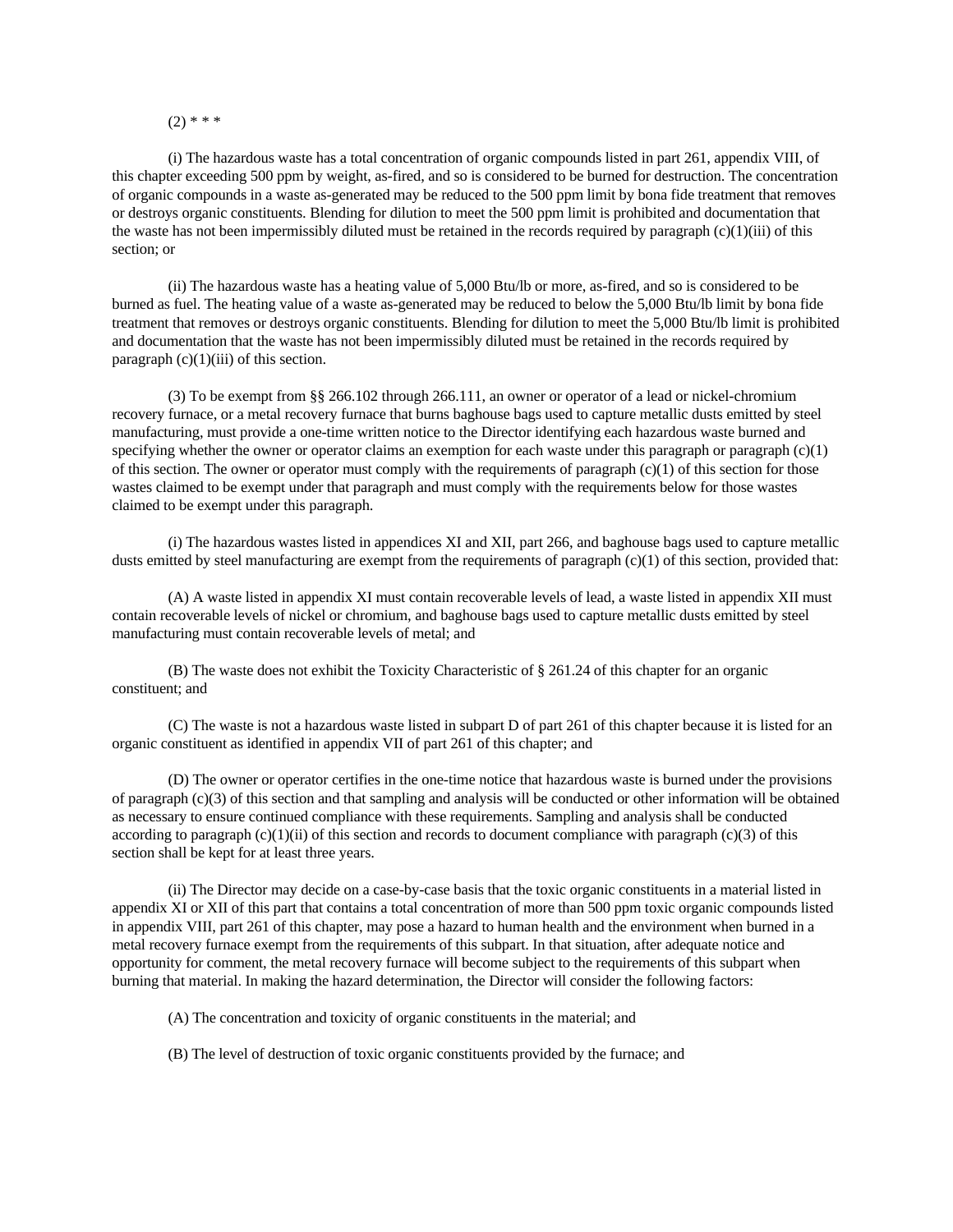(2) * * *

(i) The hazardous waste has a total concentration of organic compounds listed in part 261, appendix VIII, of this chapter exceeding 500 ppm by weight, as-fired, and so is considered to be burned for destruction. The concentration of organic compounds in a waste as-generated may be reduced to the 500 ppm limit by bona fide treatment that removes or destroys organic constituents. Blending for dilution to meet the 500 ppm limit is prohibited and documentation that the waste has not been impermissibly diluted must be retained in the records required by paragraph (c)(1)(iii) of this section; or

(ii) The hazardous waste has a heating value of 5,000 Btu/lb or more, as-fired, and so is considered to be burned as fuel. The heating value of a waste as-generated may be reduced to below the 5,000 Btu/lb limit by bona fide treatment that removes or destroys organic constituents. Blending for dilution to meet the 5,000 Btu/lb limit is prohibited and documentation that the waste has not been impermissibly diluted must be retained in the records required by paragraph (c)(1)(iii) of this section.

(3) To be exempt from §§ 266.102 through 266.111, an owner or operator of a lead or nickel-chromium recovery furnace, or a metal recovery furnace that burns baghouse bags used to capture metallic dusts emitted by steel manufacturing, must provide a one-time written notice to the Director identifying each hazardous waste burned and specifying whether the owner or operator claims an exemption for each waste under this paragraph or paragraph (c)(1) of this section. The owner or operator must comply with the requirements of paragraph (c)(1) of this section for those wastes claimed to be exempt under that paragraph and must comply with the requirements below for those wastes claimed to be exempt under this paragraph.

(i) The hazardous wastes listed in appendices XI and XII, part 266, and baghouse bags used to capture metallic dusts emitted by steel manufacturing are exempt from the requirements of paragraph (c)(1) of this section, provided that:

(A) A waste listed in appendix XI must contain recoverable levels of lead, a waste listed in appendix XII must contain recoverable levels of nickel or chromium, and baghouse bags used to capture metallic dusts emitted by steel manufacturing must contain recoverable levels of metal; and

(B) The waste does not exhibit the Toxicity Characteristic of § 261.24 of this chapter for an organic constituent; and

(C) The waste is not a hazardous waste listed in subpart D of part 261 of this chapter because it is listed for an organic constituent as identified in appendix VII of part 261 of this chapter; and

(D) The owner or operator certifies in the one-time notice that hazardous waste is burned under the provisions of paragraph (c)(3) of this section and that sampling and analysis will be conducted or other information will be obtained as necessary to ensure continued compliance with these requirements. Sampling and analysis shall be conducted according to paragraph (c)(1)(ii) of this section and records to document compliance with paragraph (c)(3) of this section shall be kept for at least three years.

(ii) The Director may decide on a case-by-case basis that the toxic organic constituents in a material listed in appendix XI or XII of this part that contains a total concentration of more than 500 ppm toxic organic compounds listed in appendix VIII, part 261 of this chapter, may pose a hazard to human health and the environment when burned in a metal recovery furnace exempt from the requirements of this subpart. In that situation, after adequate notice and opportunity for comment, the metal recovery furnace will become subject to the requirements of this subpart when burning that material. In making the hazard determination, the Director will consider the following factors:

(A) The concentration and toxicity of organic constituents in the material; and

(B) The level of destruction of toxic organic constituents provided by the furnace; and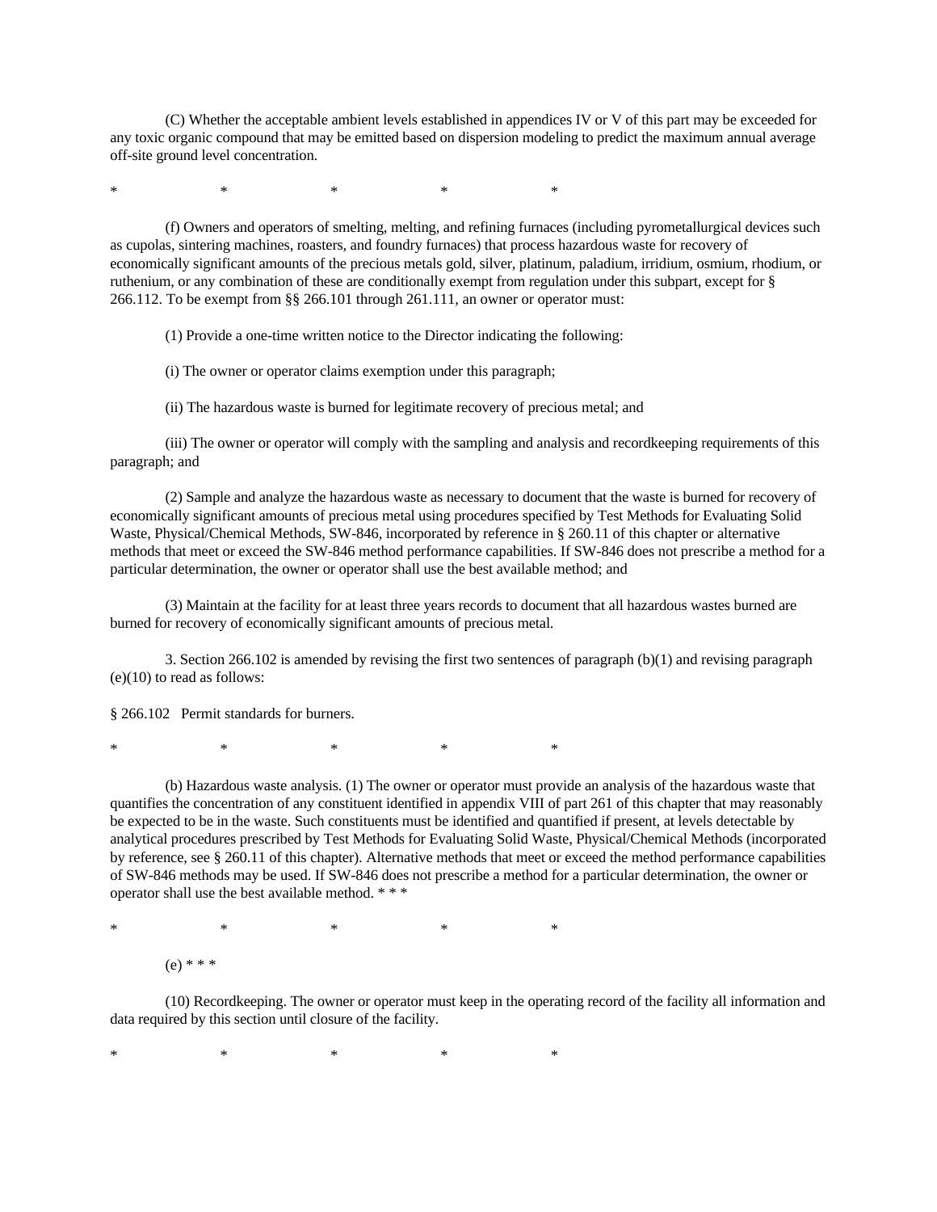(C) Whether the acceptable ambient levels established in appendices IV or V of this part may be exceeded for any toxic organic compound that may be emitted based on dispersion modeling to predict the maximum annual average off-site ground level concentration.

\*                    \*                    \*                    \*                    \*

(f) Owners and operators of smelting, melting, and refining furnaces (including pyrometallurgical devices such as cupolas, sintering machines, roasters, and foundry furnaces) that process hazardous waste for recovery of economically significant amounts of the precious metals gold, silver, platinum, paladium, irridium, osmium, rhodium, or ruthenium, or any combination of these are conditionally exempt from regulation under this subpart, except for § 266.112. To be exempt from §§ 266.101 through 261.111, an owner or operator must:

(1) Provide a one-time written notice to the Director indicating the following:

(i) The owner or operator claims exemption under this paragraph;

(ii) The hazardous waste is burned for legitimate recovery of precious metal; and

(iii) The owner or operator will comply with the sampling and analysis and recordkeeping requirements of this paragraph; and

(2) Sample and analyze the hazardous waste as necessary to document that the waste is burned for recovery of economically significant amounts of precious metal using procedures specified by Test Methods for Evaluating Solid Waste, Physical/Chemical Methods, SW-846, incorporated by reference in § 260.11 of this chapter or alternative methods that meet or exceed the SW-846 method performance capabilities. If SW-846 does not prescribe a method for a particular determination, the owner or operator shall use the best available method; and

(3) Maintain at the facility for at least three years records to document that all hazardous wastes burned are burned for recovery of economically significant amounts of precious metal.

3. Section 266.102 is amended by revising the first two sentences of paragraph (b)(1) and revising paragraph (e)(10) to read as follows:

§ 266.102   Permit standards for burners.

\*                    \*                    \*                    \*                    \*

(b) Hazardous waste analysis. (1) The owner or operator must provide an analysis of the hazardous waste that quantifies the concentration of any constituent identified in appendix VIII of part 261 of this chapter that may reasonably be expected to be in the waste. Such constituents must be identified and quantified if present, at levels detectable by analytical procedures prescribed by Test Methods for Evaluating Solid Waste, Physical/Chemical Methods (incorporated by reference, see § 260.11 of this chapter). Alternative methods that meet or exceed the method performance capabilities of SW-846 methods may be used. If SW-846 does not prescribe a method for a particular determination, the owner or operator shall use the best available method. * * *

\*                    \*                    \*                    \*                    \*

(e) * * *

(10) Recordkeeping. The owner or operator must keep in the operating record of the facility all information and data required by this section until closure of the facility.

\*                    \*                    \*                    \*                    \*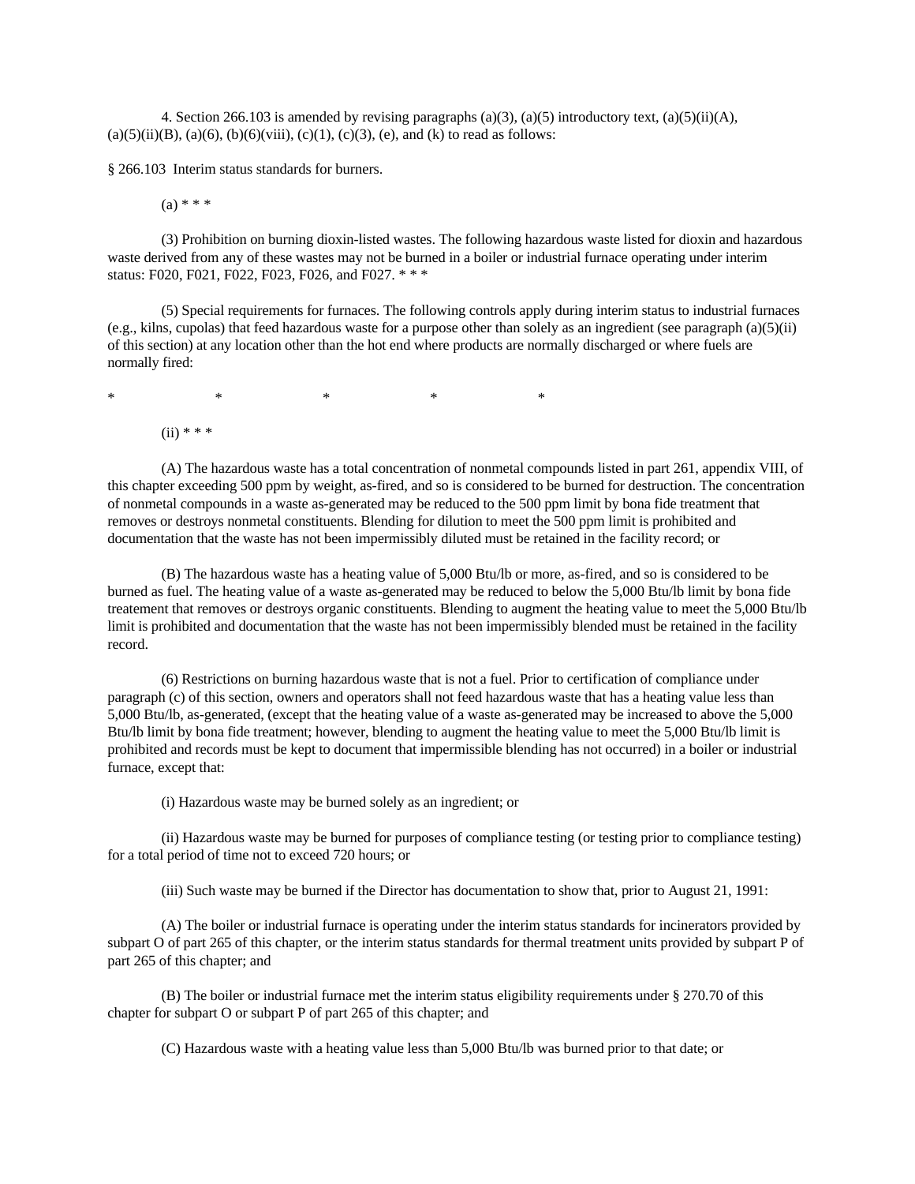4. Section 266.103 is amended by revising paragraphs (a)(3), (a)(5) introductory text, (a)(5)(ii)(A), (a)(5)(ii)(B), (a)(6), (b)(6)(viii), (c)(1), (c)(3), (e), and (k) to read as follows:

§ 266.103 Interim status standards for burners.

(a) * * *

(3) Prohibition on burning dioxin-listed wastes. The following hazardous waste listed for dioxin and hazardous waste derived from any of these wastes may not be burned in a boiler or industrial furnace operating under interim status: F020, F021, F022, F023, F026, and F027. * * *

(5) Special requirements for furnaces. The following controls apply during interim status to industrial furnaces (e.g., kilns, cupolas) that feed hazardous waste for a purpose other than solely as an ingredient (see paragraph (a)(5)(ii) of this section) at any location other than the hot end where products are normally discharged or where fuels are normally fired:

\* \* \* \* \*

(ii) * * *

(A) The hazardous waste has a total concentration of nonmetal compounds listed in part 261, appendix VIII, of this chapter exceeding 500 ppm by weight, as-fired, and so is considered to be burned for destruction. The concentration of nonmetal compounds in a waste as-generated may be reduced to the 500 ppm limit by bona fide treatment that removes or destroys nonmetal constituents. Blending for dilution to meet the 500 ppm limit is prohibited and documentation that the waste has not been impermissibly diluted must be retained in the facility record; or

(B) The hazardous waste has a heating value of 5,000 Btu/lb or more, as-fired, and so is considered to be burned as fuel. The heating value of a waste as-generated may be reduced to below the 5,000 Btu/lb limit by bona fide treatement that removes or destroys organic constituents. Blending to augment the heating value to meet the 5,000 Btu/lb limit is prohibited and documentation that the waste has not been impermissibly blended must be retained in the facility record.

(6) Restrictions on burning hazardous waste that is not a fuel. Prior to certification of compliance under paragraph (c) of this section, owners and operators shall not feed hazardous waste that has a heating value less than 5,000 Btu/lb, as-generated, (except that the heating value of a waste as-generated may be increased to above the 5,000 Btu/lb limit by bona fide treatment; however, blending to augment the heating value to meet the 5,000 Btu/lb limit is prohibited and records must be kept to document that impermissible blending has not occurred) in a boiler or industrial furnace, except that:

(i) Hazardous waste may be burned solely as an ingredient; or

(ii) Hazardous waste may be burned for purposes of compliance testing (or testing prior to compliance testing) for a total period of time not to exceed 720 hours; or

(iii) Such waste may be burned if the Director has documentation to show that, prior to August 21, 1991:

(A) The boiler or industrial furnace is operating under the interim status standards for incinerators provided by subpart O of part 265 of this chapter, or the interim status standards for thermal treatment units provided by subpart P of part 265 of this chapter; and

(B) The boiler or industrial furnace met the interim status eligibility requirements under § 270.70 of this chapter for subpart O or subpart P of part 265 of this chapter; and

(C) Hazardous waste with a heating value less than 5,000 Btu/lb was burned prior to that date; or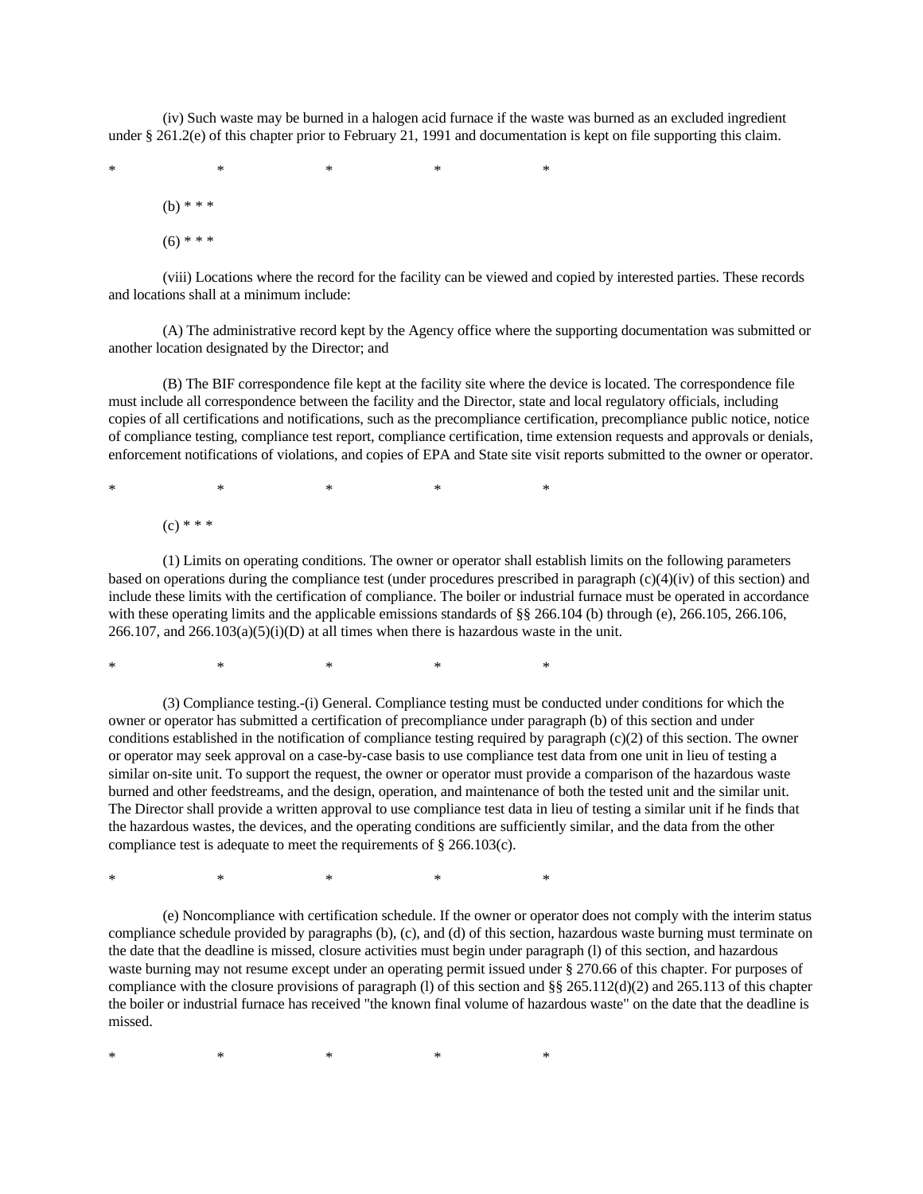(iv) Such waste may be burned in a halogen acid furnace if the waste was burned as an excluded ingredient under § 261.2(e) of this chapter prior to February 21, 1991 and documentation is kept on file supporting this claim.

\*                    \*                    \*                    \*                    \*

(b) * * *

(6) * * *

(viii) Locations where the record for the facility can be viewed and copied by interested parties. These records and locations shall at a minimum include:

(A) The administrative record kept by the Agency office where the supporting documentation was submitted or another location designated by the Director; and

(B) The BIF correspondence file kept at the facility site where the device is located. The correspondence file must include all correspondence between the facility and the Director, state and local regulatory officials, including copies of all certifications and notifications, such as the precompliance certification, precompliance public notice, notice of compliance testing, compliance test report, compliance certification, time extension requests and approvals or denials, enforcement notifications of violations, and copies of EPA and State site visit reports submitted to the owner or operator.

\*                    \*                    \*                    \*                    \*

(c) * * *

(1) Limits on operating conditions. The owner or operator shall establish limits on the following parameters based on operations during the compliance test (under procedures prescribed in paragraph (c)(4)(iv) of this section) and include these limits with the certification of compliance. The boiler or industrial furnace must be operated in accordance with these operating limits and the applicable emissions standards of §§ 266.104 (b) through (e), 266.105, 266.106, 266.107, and 266.103(a)(5)(i)(D) at all times when there is hazardous waste in the unit.

\*                    \*                    \*                    \*                    \*

(3) Compliance testing.-(i) General. Compliance testing must be conducted under conditions for which the owner or operator has submitted a certification of precompliance under paragraph (b) of this section and under conditions established in the notification of compliance testing required by paragraph (c)(2) of this section. The owner or operator may seek approval on a case-by-case basis to use compliance test data from one unit in lieu of testing a similar on-site unit. To support the request, the owner or operator must provide a comparison of the hazardous waste burned and other feedstreams, and the design, operation, and maintenance of both the tested unit and the similar unit. The Director shall provide a written approval to use compliance test data in lieu of testing a similar unit if he finds that the hazardous wastes, the devices, and the operating conditions are sufficiently similar, and the data from the other compliance test is adequate to meet the requirements of § 266.103(c).

\*                    \*                    \*                    \*                    \*

(e) Noncompliance with certification schedule. If the owner or operator does not comply with the interim status compliance schedule provided by paragraphs (b), (c), and (d) of this section, hazardous waste burning must terminate on the date that the deadline is missed, closure activities must begin under paragraph (l) of this section, and hazardous waste burning may not resume except under an operating permit issued under § 270.66 of this chapter. For purposes of compliance with the closure provisions of paragraph (l) of this section and §§ 265.112(d)(2) and 265.113 of this chapter the boiler or industrial furnace has received "the known final volume of hazardous waste" on the date that the deadline is missed.

\*                    \*                    \*                    \*                    \*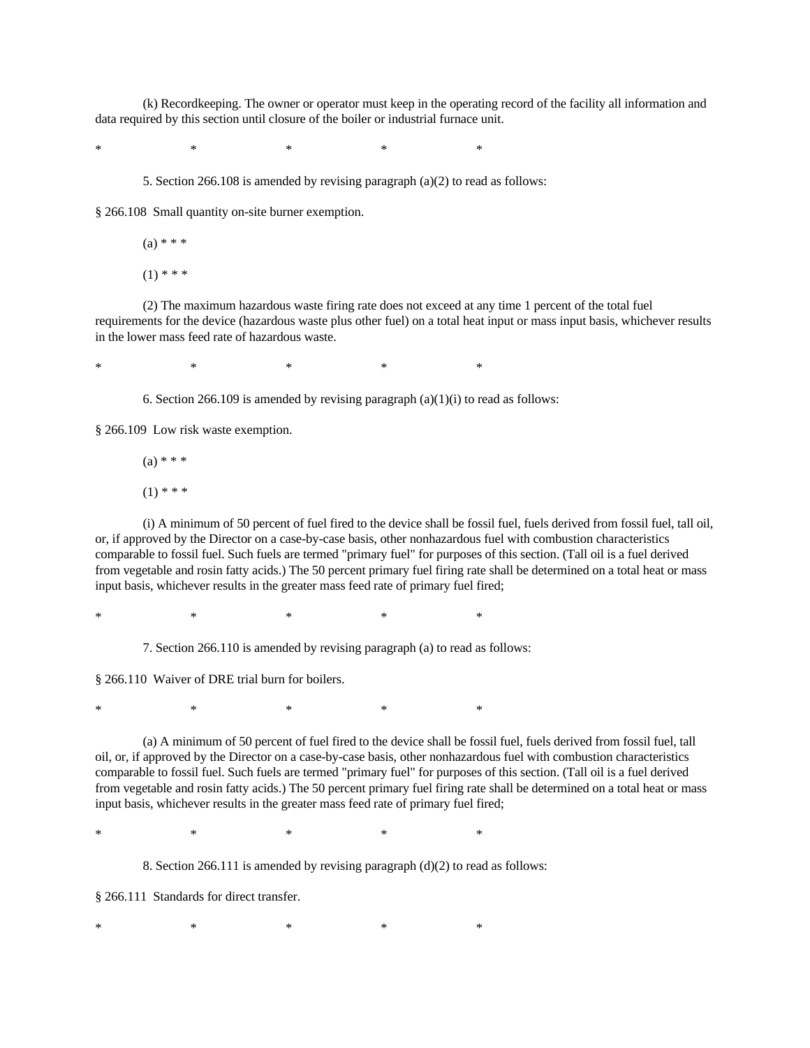(k) Recordkeeping. The owner or operator must keep in the operating record of the facility all information and data required by this section until closure of the boiler or industrial furnace unit.

\*                    \*                    \*                    \*                    \*

5. Section 266.108 is amended by revising paragraph (a)(2) to read as follows:

§ 266.108  Small quantity on-site burner exemption.

(a) * * *

(1) * * *

(2) The maximum hazardous waste firing rate does not exceed at any time 1 percent of the total fuel requirements for the device (hazardous waste plus other fuel) on a total heat input or mass input basis, whichever results in the lower mass feed rate of hazardous waste.

\*                    \*                    \*                    \*                    \*

6. Section 266.109 is amended by revising paragraph (a)(1)(i) to read as follows:

§ 266.109  Low risk waste exemption.

(a) * * *

(1) * * *

(i) A minimum of 50 percent of fuel fired to the device shall be fossil fuel, fuels derived from fossil fuel, tall oil, or, if approved by the Director on a case-by-case basis, other nonhazardous fuel with combustion characteristics comparable to fossil fuel. Such fuels are termed "primary fuel" for purposes of this section. (Tall oil is a fuel derived from vegetable and rosin fatty acids.) The 50 percent primary fuel firing rate shall be determined on a total heat or mass input basis, whichever results in the greater mass feed rate of primary fuel fired;

\*                    \*                    \*                    \*                    \*

7. Section 266.110 is amended by revising paragraph (a) to read as follows:

§ 266.110  Waiver of DRE trial burn for boilers.

\*                    \*                    \*                    \*                    \*

(a) A minimum of 50 percent of fuel fired to the device shall be fossil fuel, fuels derived from fossil fuel, tall oil, or, if approved by the Director on a case-by-case basis, other nonhazardous fuel with combustion characteristics comparable to fossil fuel. Such fuels are termed "primary fuel" for purposes of this section. (Tall oil is a fuel derived from vegetable and rosin fatty acids.) The 50 percent primary fuel firing rate shall be determined on a total heat or mass input basis, whichever results in the greater mass feed rate of primary fuel fired;

\*                    \*                    \*                    \*                    \*

8. Section 266.111 is amended by revising paragraph (d)(2) to read as follows:

§ 266.111  Standards for direct transfer.

\*                    \*                    \*                    \*                    \*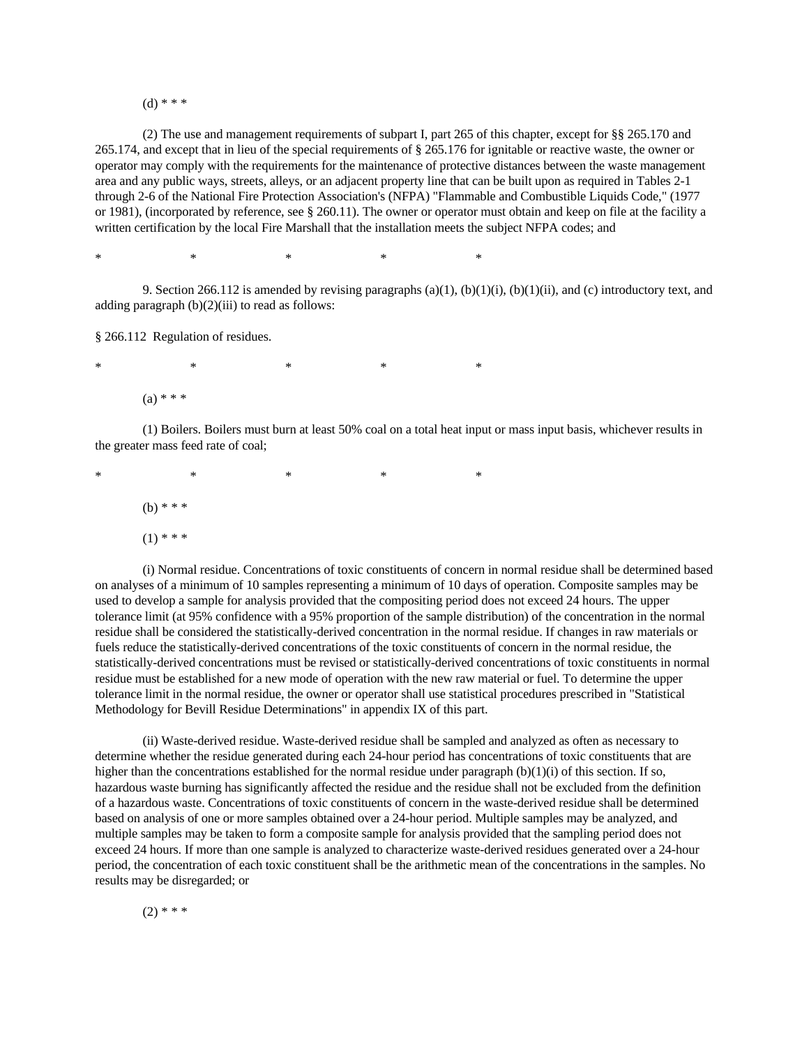(d) * * *

(2) The use and management requirements of subpart I, part 265 of this chapter, except for §§ 265.170 and 265.174, and except that in lieu of the special requirements of § 265.176 for ignitable or reactive waste, the owner or operator may comply with the requirements for the maintenance of protective distances between the waste management area and any public ways, streets, alleys, or an adjacent property line that can be built upon as required in Tables 2-1 through 2-6 of the National Fire Protection Association's (NFPA) "Flammable and Combustible Liquids Code," (1977 or 1981), (incorporated by reference, see § 260.11). The owner or operator must obtain and keep on file at the facility a written certification by the local Fire Marshall that the installation meets the subject NFPA codes; and

\*     \*     \*     \*     \*

9. Section 266.112 is amended by revising paragraphs (a)(1), (b)(1)(i), (b)(1)(ii), and (c) introductory text, and adding paragraph (b)(2)(iii) to read as follows:

§ 266.112  Regulation of residues.

\*     \*     \*     \*     \*

(a) * * *

(1) Boilers. Boilers must burn at least 50% coal on a total heat input or mass input basis, whichever results in the greater mass feed rate of coal;

\*     \*     \*     \*     \*

(b) * * *

(1) * * *

(i) Normal residue. Concentrations of toxic constituents of concern in normal residue shall be determined based on analyses of a minimum of 10 samples representing a minimum of 10 days of operation. Composite samples may be used to develop a sample for analysis provided that the compositing period does not exceed 24 hours. The upper tolerance limit (at 95% confidence with a 95% proportion of the sample distribution) of the concentration in the normal residue shall be considered the statistically-derived concentration in the normal residue. If changes in raw materials or fuels reduce the statistically-derived concentrations of the toxic constituents of concern in the normal residue, the statistically-derived concentrations must be revised or statistically-derived concentrations of toxic constituents in normal residue must be established for a new mode of operation with the new raw material or fuel. To determine the upper tolerance limit in the normal residue, the owner or operator shall use statistical procedures prescribed in "Statistical Methodology for Bevill Residue Determinations" in appendix IX of this part.

(ii) Waste-derived residue. Waste-derived residue shall be sampled and analyzed as often as necessary to determine whether the residue generated during each 24-hour period has concentrations of toxic constituents that are higher than the concentrations established for the normal residue under paragraph (b)(1)(i) of this section. If so, hazardous waste burning has significantly affected the residue and the residue shall not be excluded from the definition of a hazardous waste. Concentrations of toxic constituents of concern in the waste-derived residue shall be determined based on analysis of one or more samples obtained over a 24-hour period. Multiple samples may be analyzed, and multiple samples may be taken to form a composite sample for analysis provided that the sampling period does not exceed 24 hours. If more than one sample is analyzed to characterize waste-derived residues generated over a 24-hour period, the concentration of each toxic constituent shall be the arithmetic mean of the concentrations in the samples. No results may be disregarded; or

(2) * * *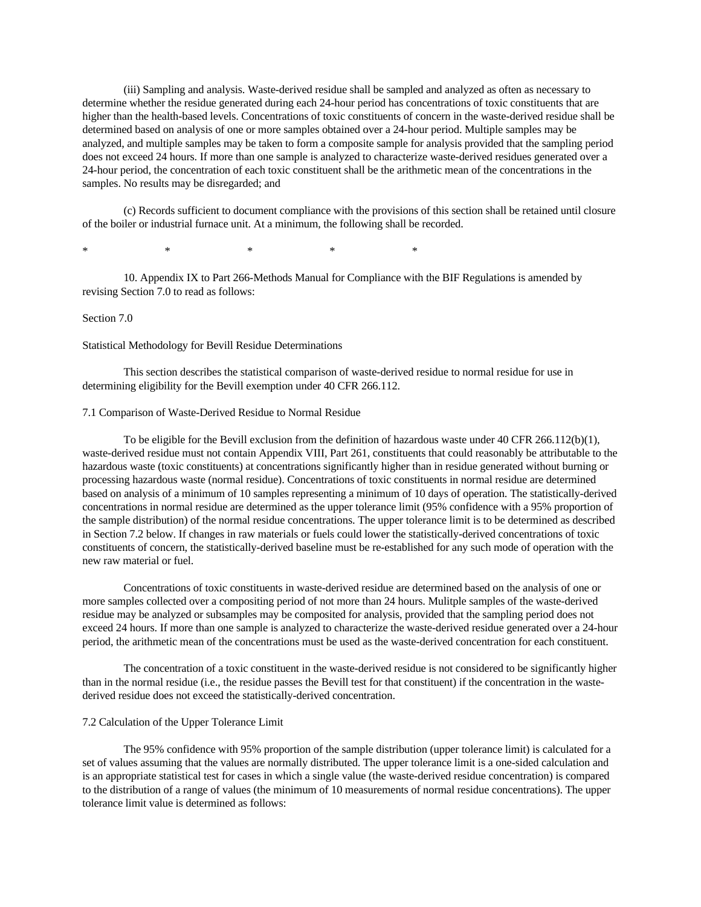(iii) Sampling and analysis. Waste-derived residue shall be sampled and analyzed as often as necessary to determine whether the residue generated during each 24-hour period has concentrations of toxic constituents that are higher than the health-based levels. Concentrations of toxic constituents of concern in the waste-derived residue shall be determined based on analysis of one or more samples obtained over a 24-hour period. Multiple samples may be analyzed, and multiple samples may be taken to form a composite sample for analysis provided that the sampling period does not exceed 24 hours. If more than one sample is analyzed to characterize waste-derived residues generated over a 24-hour period, the concentration of each toxic constituent shall be the arithmetic mean of the concentrations in the samples. No results may be disregarded; and

(c) Records sufficient to document compliance with the provisions of this section shall be retained until closure of the boiler or industrial furnace unit. At a minimum, the following shall be recorded.

\*  \*  \*  \*  \*

10. Appendix IX to Part 266-Methods Manual for Compliance with the BIF Regulations is amended by revising Section 7.0 to read as follows:

Section 7.0

Statistical Methodology for Bevill Residue Determinations

This section describes the statistical comparison of waste-derived residue to normal residue for use in determining eligibility for the Bevill exemption under 40 CFR 266.112.

7.1 Comparison of Waste-Derived Residue to Normal Residue

To be eligible for the Bevill exclusion from the definition of hazardous waste under 40 CFR 266.112(b)(1), waste-derived residue must not contain Appendix VIII, Part 261, constituents that could reasonably be attributable to the hazardous waste (toxic constituents) at concentrations significantly higher than in residue generated without burning or processing hazardous waste (normal residue). Concentrations of toxic constituents in normal residue are determined based on analysis of a minimum of 10 samples representing a minimum of 10 days of operation. The statistically-derived concentrations in normal residue are determined as the upper tolerance limit (95% confidence with a 95% proportion of the sample distribution) of the normal residue concentrations. The upper tolerance limit is to be determined as described in Section 7.2 below. If changes in raw materials or fuels could lower the statistically-derived concentrations of toxic constituents of concern, the statistically-derived baseline must be re-established for any such mode of operation with the new raw material or fuel.

Concentrations of toxic constituents in waste-derived residue are determined based on the analysis of one or more samples collected over a compositing period of not more than 24 hours. Mulitple samples of the waste-derived residue may be analyzed or subsamples may be composited for analysis, provided that the sampling period does not exceed 24 hours. If more than one sample is analyzed to characterize the waste-derived residue generated over a 24-hour period, the arithmetic mean of the concentrations must be used as the waste-derived concentration for each constituent.

The concentration of a toxic constituent in the waste-derived residue is not considered to be significantly higher than in the normal residue (i.e., the residue passes the Bevill test for that constituent) if the concentration in the waste-derived residue does not exceed the statistically-derived concentration.

7.2 Calculation of the Upper Tolerance Limit

The 95% confidence with 95% proportion of the sample distribution (upper tolerance limit) is calculated for a set of values assuming that the values are normally distributed. The upper tolerance limit is a one-sided calculation and is an appropriate statistical test for cases in which a single value (the waste-derived residue concentration) is compared to the distribution of a range of values (the minimum of 10 measurements of normal residue concentrations). The upper tolerance limit value is determined as follows: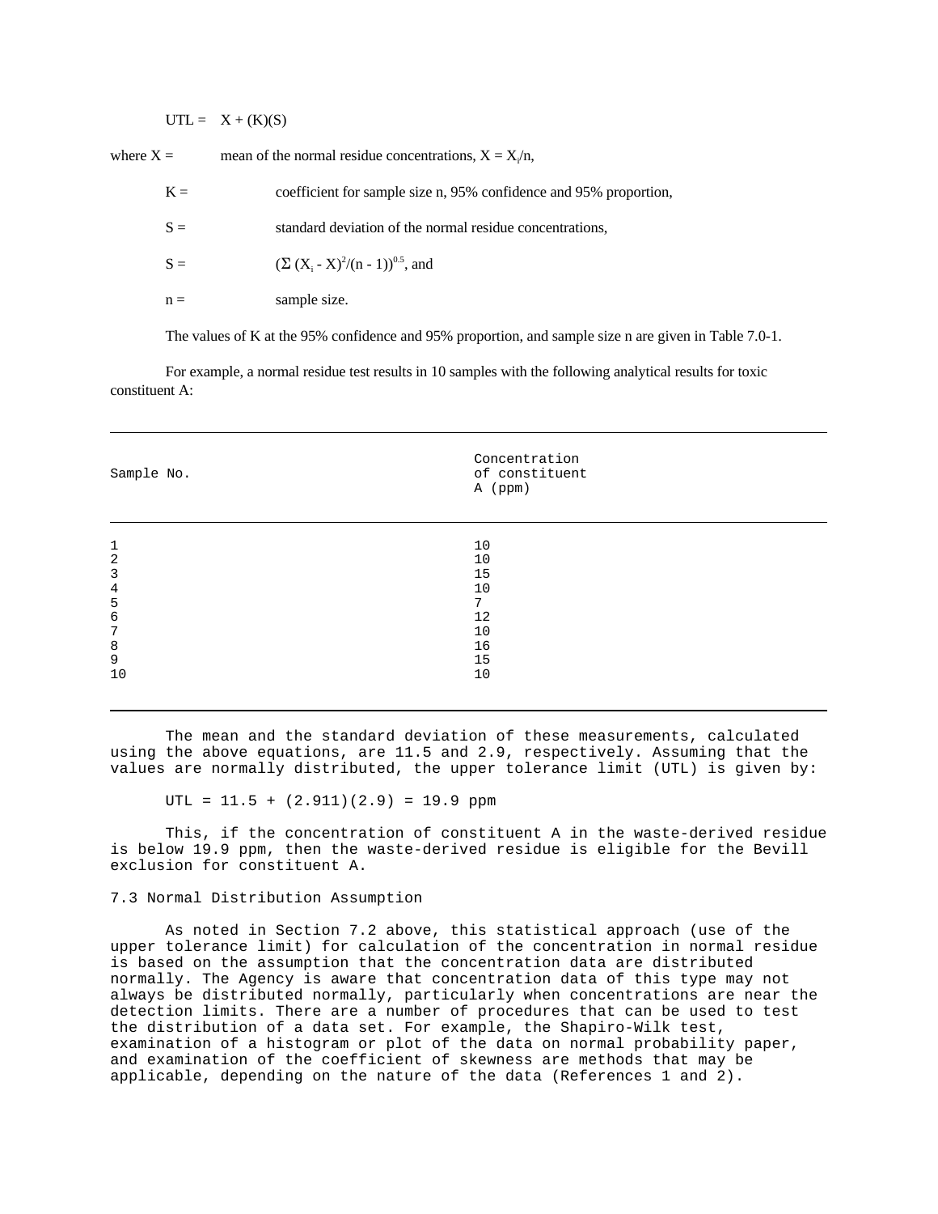$$UTL = X + (K)(S)$$

where $X$ = mean of the normal residue concentrations, $X = X_i/n$,

$K$ = coefficient for sample size n, 95% confidence and 95% proportion,

$S$ = standard deviation of the normal residue concentrations,

$S = (\Sigma (X_i - X)^2/(n - 1))^{0.5}$, and

$n$ = sample size.

The values of K at the 95% confidence and 95% proportion, and sample size n are given in Table 7.0-1.

For example, a normal residue test results in 10 samples with the following analytical results for toxic constituent A:

| Sample No. | Concentration of constituent A (ppm) |
|---|---|
| 1 | 10 |
| 2 | 10 |
| 3 | 15 |
| 4 | 10 |
| 5 | 7 |
| 6 | 12 |
| 7 | 10 |
| 8 | 16 |
| 9 | 15 |
| 10 | 10 |

The mean and the standard deviation of these measurements, calculated using the above equations, are 11.5 and 2.9, respectively. Assuming that the values are normally distributed, the upper tolerance limit (UTL) is given by:

$$UTL = 11.5 + (2.911)(2.9) = 19.9 \text{ ppm}$$

This, if the concentration of constituent A in the waste-derived residue is below 19.9 ppm, then the waste-derived residue is eligible for the Bevill exclusion for constituent A.

## 7.3 Normal Distribution Assumption

As noted in Section 7.2 above, this statistical approach (use of the upper tolerance limit) for calculation of the concentration in normal residue is based on the assumption that the concentration data are distributed normally. The Agency is aware that concentration data of this type may not always be distributed normally, particularly when concentrations are near the detection limits. There are a number of procedures that can be used to test the distribution of a data set. For example, the Shapiro-Wilk test, examination of a histogram or plot of the data on normal probability paper, and examination of the coefficient of skewness are methods that may be applicable, depending on the nature of the data (References 1 and 2).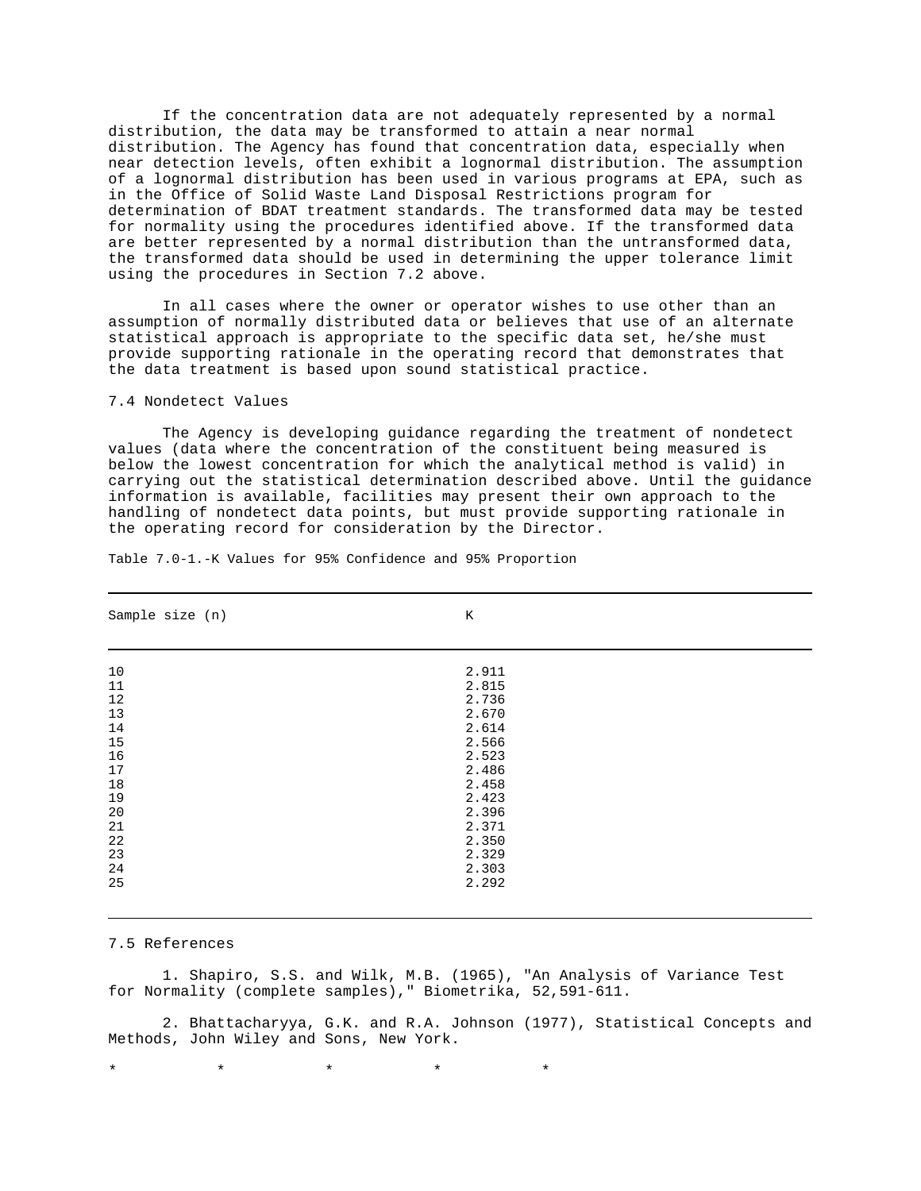If the concentration data are not adequately represented by a normal distribution, the data may be transformed to attain a near normal distribution. The Agency has found that concentration data, especially when near detection levels, often exhibit a lognormal distribution. The assumption of a lognormal distribution has been used in various programs at EPA, such as in the Office of Solid Waste Land Disposal Restrictions program for determination of BDAT treatment standards. The transformed data may be tested for normality using the procedures identified above. If the transformed data are better represented by a normal distribution than the untransformed data, the transformed data should be used in determining the upper tolerance limit using the procedures in Section 7.2 above.

In all cases where the owner or operator wishes to use other than an assumption of normally distributed data or believes that use of an alternate statistical approach is appropriate to the specific data set, he/she must provide supporting rationale in the operating record that demonstrates that the data treatment is based upon sound statistical practice.

7.4 Nondetect Values

The Agency is developing guidance regarding the treatment of nondetect values (data where the concentration of the constituent being measured is below the lowest concentration for which the analytical method is valid) in carrying out the statistical determination described above. Until the guidance information is available, facilities may present their own approach to the handling of nondetect data points, but must provide supporting rationale in the operating record for consideration by the Director.

Table 7.0-1.-K Values for 95% Confidence and 95% Proportion

| Sample size (n) | K |
|---|---|
| 10 | 2.911 |
| 11 | 2.815 |
| 12 | 2.736 |
| 13 | 2.670 |
| 14 | 2.614 |
| 15 | 2.566 |
| 16 | 2.523 |
| 17 | 2.486 |
| 18 | 2.458 |
| 19 | 2.423 |
| 20 | 2.396 |
| 21 | 2.371 |
| 22 | 2.350 |
| 23 | 2.329 |
| 24 | 2.303 |
| 25 | 2.292 |

7.5 References

1. Shapiro, S.S. and Wilk, M.B. (1965), "An Analysis of Variance Test for Normality (complete samples)," Biometrika, 52,591-611.

2. Bhattacharyya, G.K. and R.A. Johnson (1977), Statistical Concepts and Methods, John Wiley and Sons, New York.

\*          \*          \*          \*          \*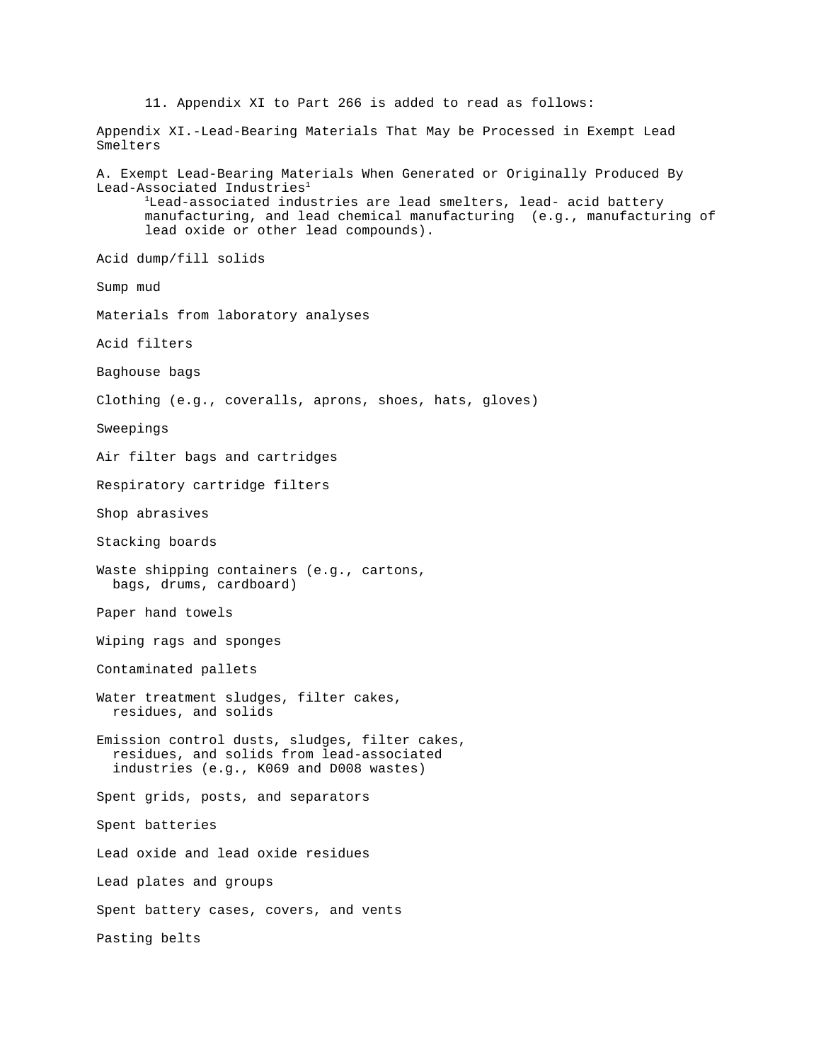11. Appendix XI to Part 266 is added to read as follows:

Appendix XI.-Lead-Bearing Materials That May be Processed in Exempt Lead Smelters

A. Exempt Lead-Bearing Materials When Generated or Originally Produced By Lead-Associated Industries[1]

[1]Lead-associated industries are lead smelters, lead- acid battery manufacturing, and lead chemical manufacturing (e.g., manufacturing of lead oxide or other lead compounds).

Acid dump/fill solids

Sump mud

Materials from laboratory analyses

Acid filters

Baghouse bags

Clothing (e.g., coveralls, aprons, shoes, hats, gloves)

Sweepings

Air filter bags and cartridges

Respiratory cartridge filters

Shop abrasives

Stacking boards

Waste shipping containers (e.g., cartons, bags, drums, cardboard)

Paper hand towels

Wiping rags and sponges

Contaminated pallets

Water treatment sludges, filter cakes, residues, and solids

Emission control dusts, sludges, filter cakes, residues, and solids from lead-associated industries (e.g., K069 and D008 wastes)

Spent grids, posts, and separators

Spent batteries

Lead oxide and lead oxide residues

Lead plates and groups

Spent battery cases, covers, and vents

Pasting belts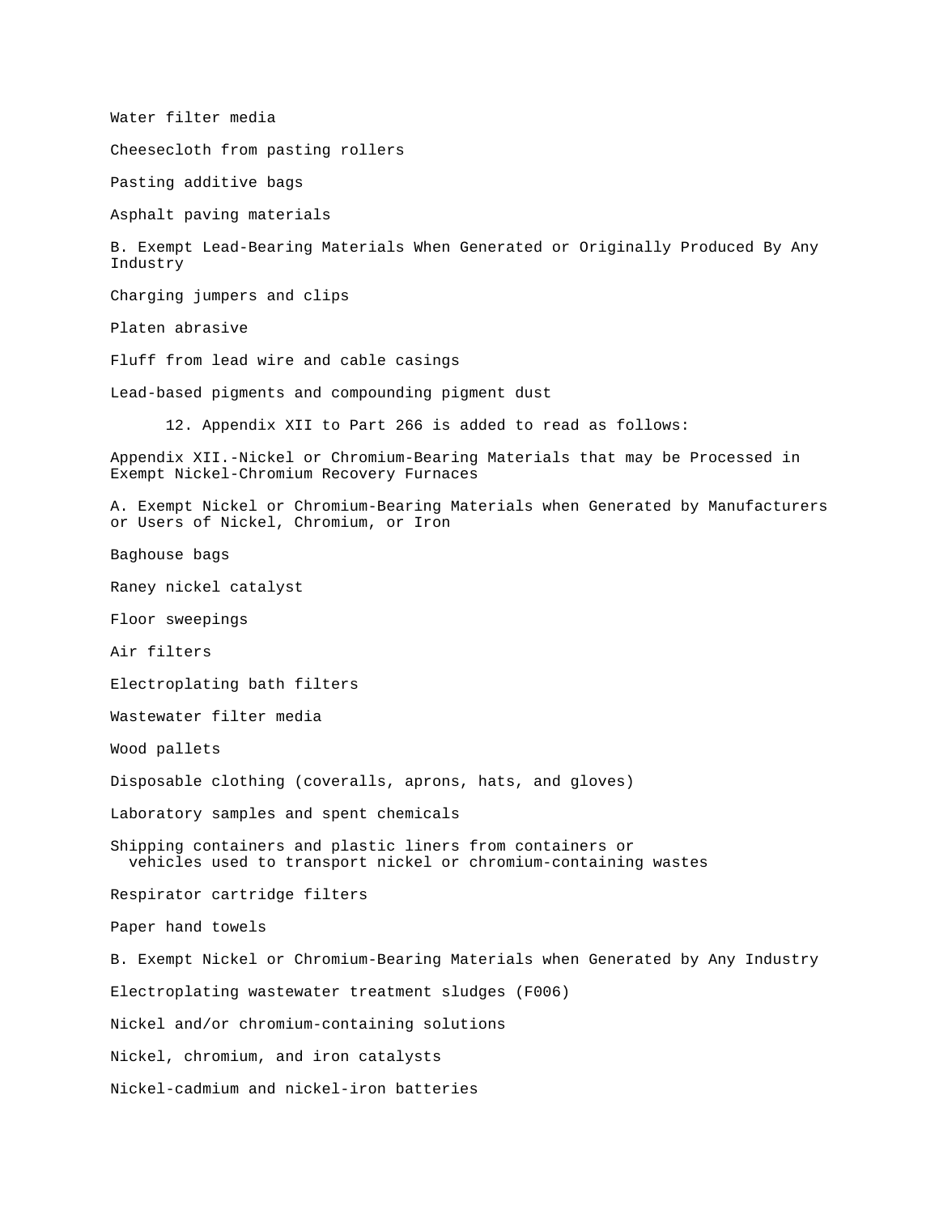Water filter media

Cheesecloth from pasting rollers

Pasting additive bags

Asphalt paving materials

B. Exempt Lead-Bearing Materials When Generated or Originally Produced By Any Industry

Charging jumpers and clips

Platen abrasive

Fluff from lead wire and cable casings

Lead-based pigments and compounding pigment dust

12. Appendix XII to Part 266 is added to read as follows:

Appendix XII.-Nickel or Chromium-Bearing Materials that may be Processed in Exempt Nickel-Chromium Recovery Furnaces

A. Exempt Nickel or Chromium-Bearing Materials when Generated by Manufacturers or Users of Nickel, Chromium, or Iron

Baghouse bags

Raney nickel catalyst

Floor sweepings

Air filters

Electroplating bath filters

Wastewater filter media

Wood pallets

Disposable clothing (coveralls, aprons, hats, and gloves)

Laboratory samples and spent chemicals

Shipping containers and plastic liners from containers or vehicles used to transport nickel or chromium-containing wastes

Respirator cartridge filters

Paper hand towels

B. Exempt Nickel or Chromium-Bearing Materials when Generated by Any Industry

Electroplating wastewater treatment sludges (F006)

Nickel and/or chromium-containing solutions

Nickel, chromium, and iron catalysts

Nickel-cadmium and nickel-iron batteries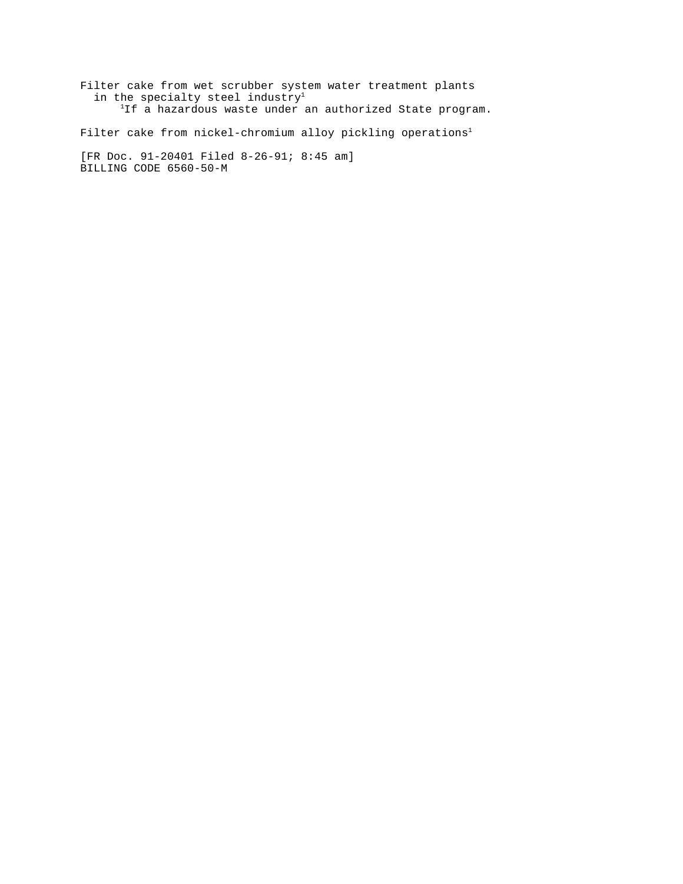Filter cake from wet scrubber system water treatment plants in the specialty steel industry[1]

[1] If a hazardous waste under an authorized State program.

Filter cake from nickel-chromium alloy pickling operations[1]

[FR Doc. 91-20401 Filed 8-26-91; 8:45 am]

BILLING CODE 6560-50-M